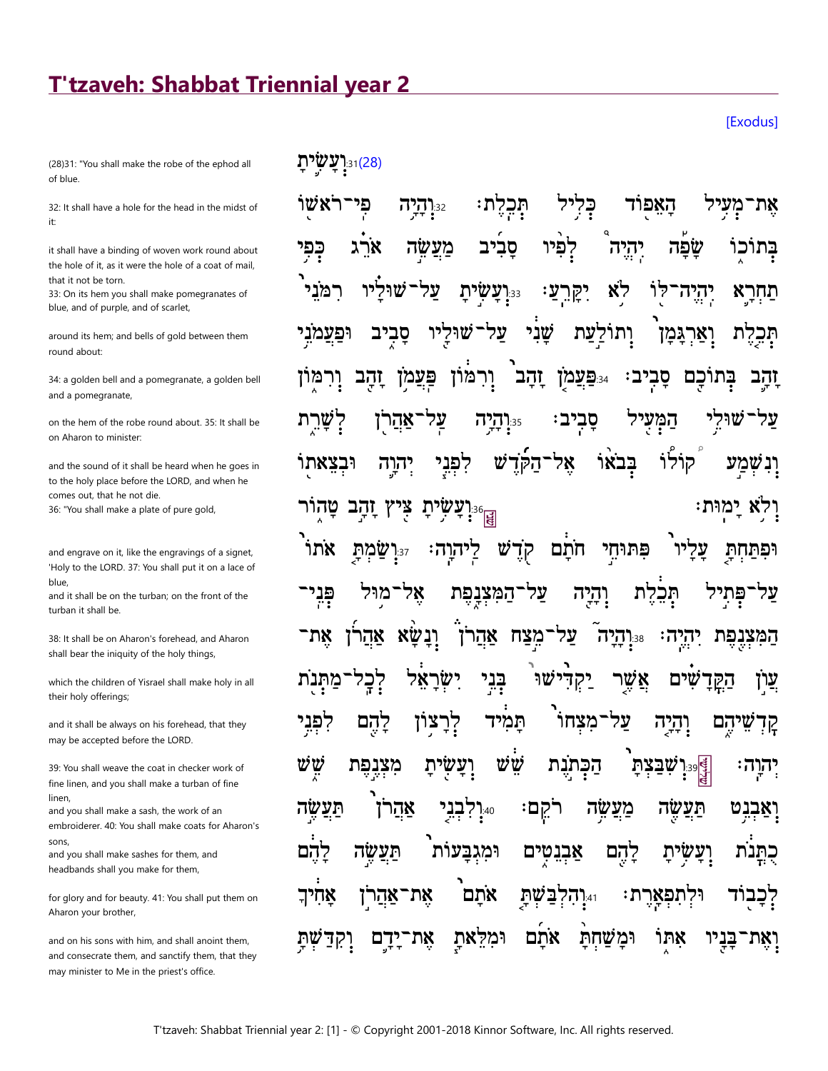# T'tzaveh: Shabbat Triennial year 2

[Exodus]

(28)31: "You shall make the robe of the ephod all of blue.

32: It shall have a hole for the head in the midst of it:

it shall have a binding of woven work round about the hole of it, as it were the hole of a coat of mail, that it not be torn.
33: On its hem you shall make pomegranates of blue, and of purple, and of scarlet,

around its hem; and bells of gold between them round about:

34: a golden bell and a pomegranate, a golden bell and a pomegranate,

on the hem of the robe round about. 35: It shall be on Aharon to minister:

and the sound of it shall be heard when he goes in to the holy place before the LORD, and when he comes out, that he not die.
36: "You shall make a plate of pure gold,

and engrave on it, like the engravings of a signet, 'Holy to the LORD. 37: You shall put it on a lace of blue,
and it shall be on the turban; on the front of the turban it shall be.

38: It shall be on Aharon's forehead, and Aharon shall bear the iniquity of the holy things,

which the children of Yisrael shall make holy in all their holy offerings;

and it shall be always on his forehead, that they may be accepted before the LORD.

39: You shall weave the coat in checker work of fine linen, and you shall make a turban of fine linen,
and you shall make a sash, the work of an embroiderer. 40: You shall make coats for Aharon's sons,
and you shall make sashes for them, and headbands shall you make for them,

for glory and for beauty. 41: You shall put them on Aharon your brother,

and on his sons with him, and shall anoint them, and consecrate them, and sanctify them, that they may minister to Me in the priest's office.

(28)31:וְעָשִׂ֛יתָ

אֶת־מְעִ֥יל הָאֵפ֖וֹד כְּלִ֥יל תְּכֵֽלֶת׃ 32:וְהָיָ֥ה פִֽי־רֹאשׁ֖וֹ
בְּתוֹכ֑וֹ שָׂפָ֡ה יִֽהְיֶה֩ לְפִ֨יו סָבִ֜יב מַעֲשֵׂ֣ה אֹרֵ֗ג כְּפִ֛י
תַחְרָ֥א יִֽהְיֶה־לּ֖וֹ לֹ֥א יִקָּרֵֽעַ׃ 33:וְעָשִׂ֣יתָ עַל־שׁוּלָ֗יו רִמֹּנֵי֙
תְּכֵ֤לֶת וְאַרְגָּמָן֙ וְתוֹלַ֣עַת שָׁנִ֔י עַל־שׁוּלָ֖יו סָבִ֑יב וּפַעֲמֹנֵ֥י
זָהָ֛ב בְּתוֹכָ֖ם סָבִֽיב׃ 34:פַּעֲמֹ֤ן זָהָב֙ וְרִמּ֔וֹן פַּעֲמֹ֥ן זָהָ֖ב וְרִמּ֑וֹן
עַל־שׁוּלֵ֥י הַמְּעִ֖יל סָבִֽיב׃ 35:וְהָיָ֥ה עַֽל־אַהֲרֹ֖ן לְשָׁרֵ֑ת
וְנִשְׁמַ֣ע ק֠וֹלוֹ בְּבֹא֨וֹ אֶל־הַקֹּ֜דֶשׁ לִפְנֵ֧י יְהוָ֛ה וּבְצֵאת֖וֹ
וְלֹ֥א יָמֽוּת׃ 36:וְעָשִׂ֥יתָ צִּ֖יץ זָהָ֣ב טָה֑וֹר
וּפִתַּחְתָּ֤ עָלָיו֙ פִּתּוּחֵ֣י חֹתָ֔ם קֹ֖דֶשׁ לַיהוָֽה׃ 37:וְשַׂמְתָּ֤ אֹתוֹ֙
עַל־פְּתִ֣יל תְּכֵ֔לֶת וְהָיָ֖ה עַל־הַמִּצְנָ֑פֶת אֶל־מ֥וּל פְּנֵֽי־
הַמִּצְנֶ֖פֶת יִהְיֶֽה׃ 38:וְהָיָה֮ עַל־מֵ֣צַח אַהֲרֹן֒ וְנָשָׂ֨א אַהֲרֹ֜ן אֶת־
עֲוֹ֣ן הַקֳּדָשִׁ֗ים אֲשֶׁ֤ר יַקְדִּ֙ישׁוּ֙ בְּנֵ֣י יִשְׂרָאֵ֔ל לְכָֽל־מַתְּנֹ֖ת
קָדְשֵׁיהֶ֑ם וְהָיָ֤ה עַל־מִצְחוֹ֙ תָּמִ֔יד לְרָצ֥וֹן לָהֶ֖ם לִפְנֵ֥י
יְהוָֽה׃ 39:וְשִׁבַּצְתָּ֙ הַכְּתֹ֣נֶת שֵׁ֔שׁ וְעָשִׂ֖יתָ מִצְנֶ֣פֶת שֵׁ֑שׁ
וְאַבְנֵ֥ט תַּעֲשֶׂ֖ה מַעֲשֵׂ֥ה רֹקֵֽם׃ 40:וְלִבְנֵ֨י אַהֲרֹ֜ן תַּעֲשֶׂ֣ה
כֻתֳּנֹ֗ת וְעָשִׂ֤יתָ לָהֶם֙ אַבְנֵטִ֔ים וּמִגְבָּע֖וֹת תַּעֲשֶׂ֣ה לָהֶ֑ם
לְכָב֖וֹד וּלְתִפְאָֽרֶת׃ 41:וְהִלְבַּשְׁתָּ֤ אֹתָם֙ אֶת־אַהֲרֹ֣ן אָחִ֔יךָ
וְאֶת־בָּנָ֖יו אִתּ֑וֹ וּמָשַׁחְתָּ֨ אֹתָ֜ם וּמִלֵּאתָ֧ אֶת־יָדָ֛ם וְקִדַּשְׁתָּ֥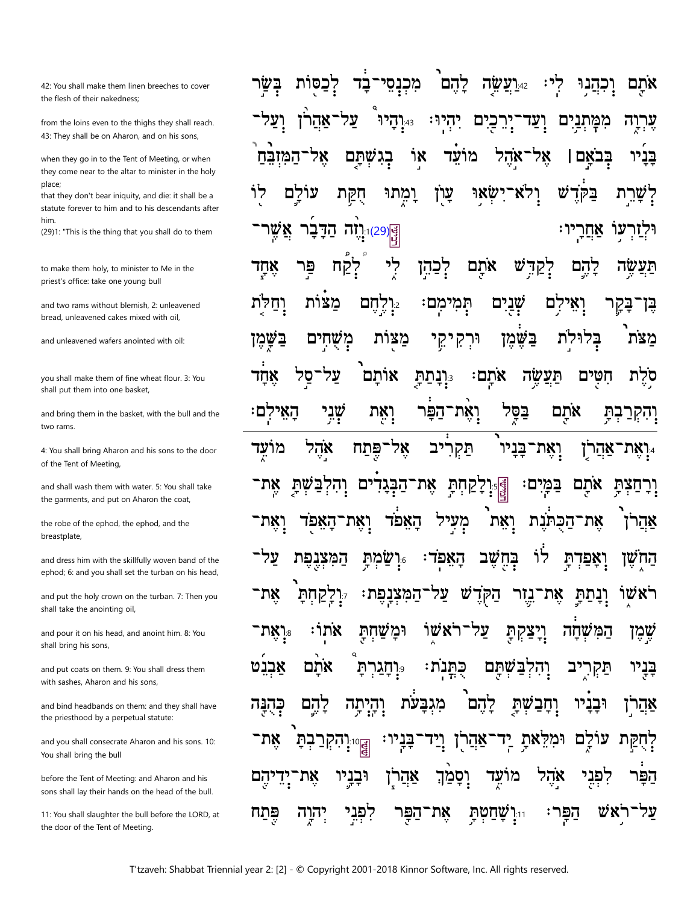אֹתָ֖ם וְכִהֲנ֥וּ לִֽי׃ 42 וַעֲשֵׂ֤ה לָהֶם֙ מִכְנְסֵי־בָ֔ד לְכַסּ֖וֹת בְּשַׂ֣ר עֶרְוָ֑ה מִמָּתְנַ֥יִם וְעַד־יְרֵכַ֖יִם יִהְיֽוּ׃ 43 וְהָיוּ֩ עַל־אַהֲרֹ֨ן וְעַל־בָּנָ֜יו בְּבֹאָ֣ם ׀ אֶל־אֹ֣הֶל מוֹעֵ֗ד א֣וֹ בְגִשְׁתָּ֤ם אֶל־הַמִּזְבֵּ֙חַ֙ לְשָׁרֵ֣ת בַּקֹּ֔דֶשׁ וְלֹא־יִשְׂא֥וּ עָוֺ֖ן וָמֵ֑תוּ חֻקַּ֥ת עוֹלָ֛ם ל֖וֹ וּלְזַרְע֥וֹ אַחֲרָֽיו׃

(29) 1 וְזֶ֨ה הַדָּבָ֜ר אֲשֶׁר־תַּעֲשֶׂ֥ה לָהֶ֛ם לְקַדֵּ֥שׁ אֹתָ֖ם לְכַהֵ֣ן לִ֑י לְ֠קַח פַּ֣ר אֶחָ֧ד בֶּן־בָּקָ֛ר וְאֵילִ֥ם שְׁנַ֖יִם תְּמִימִֽם׃ 2 וְלֶ֣חֶם מַצּ֗וֹת וְחַלֹּ֤ת מַצֹּת֙ בְּלוּלֹ֣ת בַּשֶּׁ֔מֶן וּרְקִיקֵ֥י מַצּ֖וֹת מְשֻׁחִ֣ים בַּשָּׁ֑מֶן סֹ֥לֶת חִטִּ֖ים תַּעֲשֶׂ֥ה אֹתָֽם׃ 3 וְנָתַתָּ֤ אוֹתָם֙ עַל־סַ֣ל אֶחָ֔ד וְהִקְרַבְתָּ֥ אֹתָ֖ם בַּסָּ֑ל וְאֶת־הַפָּ֔ר וְאֵ֖ת שְׁנֵ֥י הָאֵילִֽם׃

4 וְאֶת־אַהֲרֹ֤ן וְאֶת־בָּנָיו֙ תַּקְרִ֔יב אֶל־פֶּ֖תַח אֹ֣הֶל מוֹעֵ֑ד וְרָחַצְתָּ֥ אֹתָ֖ם בַּמָּֽיִם׃ 5 וְלָקַחְתָּ֣ אֶת־הַבְּגָדִ֗ים וְהִלְבַּשְׁתָּ֤ אֶֽת־אַהֲרֹן֙ אֶת־הַכֻּתֹּ֔נֶת וְאֵת֙ מְעִ֣יל הָאֵפֹ֔ד וְאֶת־הָאֵפֹ֖ד וְאֶת־הַחֹ֑שֶׁן וְאָפַדְתָּ֣ ל֔וֹ בְּחֵ֖שֶׁב הָאֵפֹֽד׃ 6 וְשַׂמְתָּ֥ הַמִּצְנֶ֖פֶת עַל־רֹאשׁ֑וֹ וְנָתַתָּ֛ אֶת־נֵ֥זֶר הַקֹּ֖דֶשׁ עַל־הַמִּצְנָֽפֶת׃ 7 וְלָקַחְתָּ֙ אֶת־שֶׁ֣מֶן הַמִּשְׁחָ֔ה וְיָצַקְתָּ֖ עַל־רֹאשׁ֑וֹ וּמָשַׁחְתָּ֖ אֹתֽוֹ׃ 8 וְאֶת־בָּנָ֖יו תַּקְרִ֑יב וְהִלְבַּשְׁתָּ֖ם כֻּתֳּנֹֽת׃ 9 וְחָגַרְתָּ֨ אֹתָ֜ם אַבְנֵ֗ט אַהֲרֹ֣ן וּבָנָ֔יו וְחָבַשְׁתָּ֤ לָהֶם֙ מִגְבָּעֹ֔ת וְהָיְתָ֥ה לָהֶ֛ם כְּהֻנָּ֖ה לְחֻקַּ֣ת עוֹלָ֑ם וּמִלֵּאתָ֥ יַֽד־אַהֲרֹ֖ן וְיַד־בָּנָֽיו׃ 10 וְהִקְרַבְתָּ֙ אֶת־הַפָּ֔ר לִפְנֵ֖י אֹ֣הֶל מוֹעֵ֑ד וְסָמַ֨ךְ אַהֲרֹ֧ן וּבָנָ֛יו אֶת־יְדֵיהֶ֖ם עַל־רֹ֥אשׁ הַפָּֽר׃ 11 וְשָׁחַטְתָּ֥ אֶת־הַפָּ֖ר לִפְנֵ֣י יְהוָ֑ה פֶּ֖תַח

42: You shall make them linen breeches to cover the flesh of their nakedness; from the loins even to the thighs they shall reach. 43: They shall be on Aharon, and on his sons, when they go in to the Tent of Meeting, or when they come near to the altar to minister in the holy place; that they don't bear iniquity, and die: it shall be a statute forever to him and to his descendants after him.

(29)1: "This is the thing that you shall do to them to make them holy, to minister to Me in the priest's office: take one young bull and two rams without blemish, 2: unleavened bread, unleavened cakes mixed with oil, and unleavened wafers anointed with oil: you shall make them of fine wheat flour. 3: You shall put them into one basket, and bring them in the basket, with the bull and the two rams.

4: You shall bring Aharon and his sons to the door of the Tent of Meeting, and shall wash them with water. 5: You shall take the garments, and put on Aharon the coat, the robe of the ephod, the ephod, and the breastplate, and dress him with the skillfully woven band of the ephod; 6: and you shall set the turban on his head, and put the holy crown on the turban. 7: Then you shall take the anointing oil, and pour it on his head, and anoint him. 8: You shall bring his sons, and put coats on them. 9: You shall dress them with sashes, Aharon and his sons, and bind headbands on them: and they shall have the priesthood by a perpetual statute: and you shall consecrate Aharon and his sons. 10: You shall bring the bull before the Tent of Meeting: and Aharon and his sons shall lay their hands on the head of the bull. 11: You shall slaughter the bull before the LORD, at the door of the Tent of Meeting.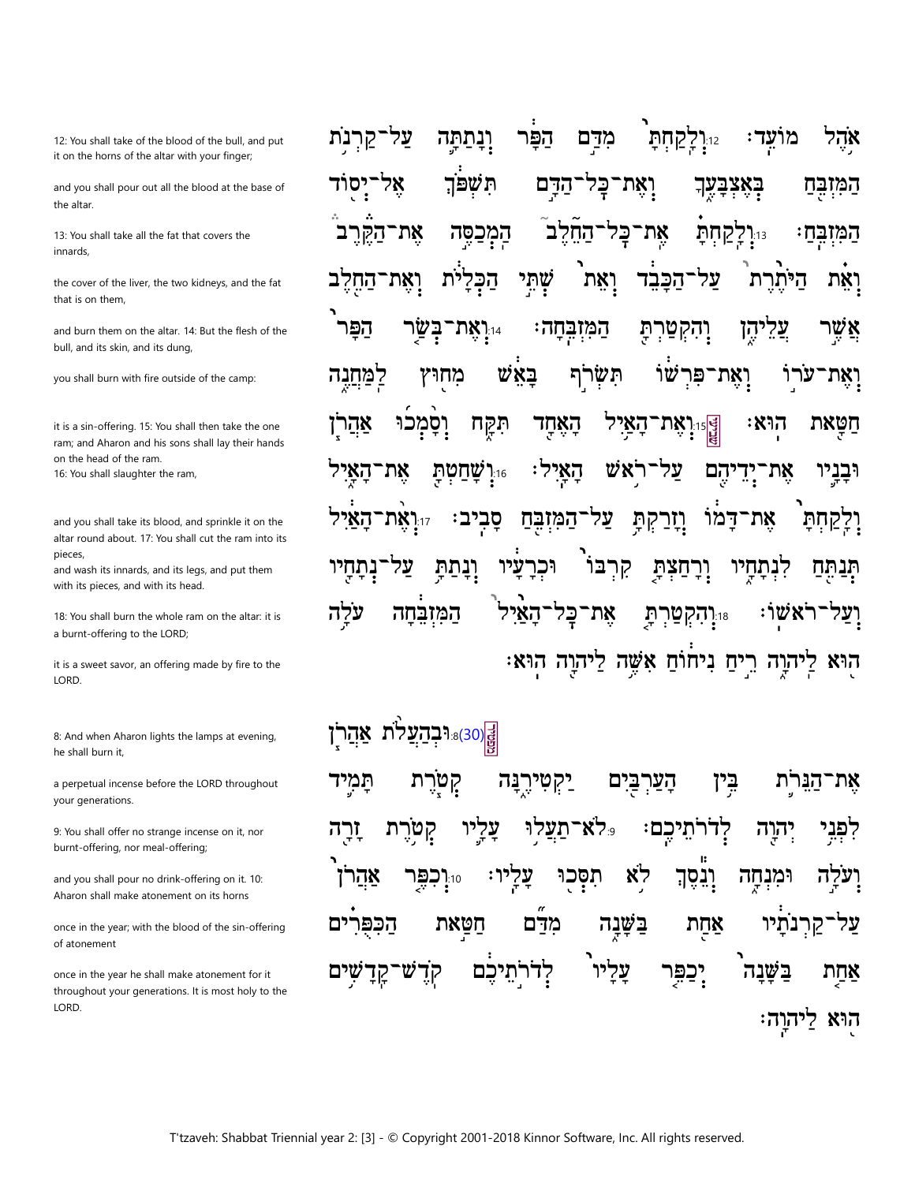אֹהֶל מוֹעֵד׃ 12 וְלָקַחְתָּ֙ מִדַּ֣ם הַפָּ֔ר וְנָתַתָּ֛ה עַל־קַרְנֹ֥ת הַמִּזְבֵּ֖חַ בְּאֶצְבָּעֶ֑ךָ וְאֶת־כָּל־הַדָּ֣ם תִּשְׁפֹּ֔ךְ אֶל־יְס֖וֹד הַמִּזְבֵּֽחַ׃ 13 וְלָקַחְתָּ֞ אֶֽת־כָּל־הַחֵ֘לֶב֮ הַֽמְכַסֶּ֣ה אֶת־הַקֶּ֒רֶב֒ וְאֵ֗ת הַיֹּתֶ֙רֶת֙ עַל־הַכָּבֵ֔ד וְאֵת֙ שְׁתֵּ֣י הַכְּלָיֹ֔ת וְאֶת־הַחֵ֖לֶב אֲשֶׁ֣ר עֲלֵיהֶ֑ן וְהִקְטַרְתָּ֖ הַמִּזְבֵּֽחָה׃ 14 וְאֶת־בְּשַׂ֤ר הַפָּר֙ וְאֶת־עֹר֣וֹ וְאֶת־פִּרְשׁ֔וֹ תִּשְׂרֹ֣ף בָּאֵ֔שׁ מִח֖וּץ לַֽמַּחֲנֶ֑ה חַטָּ֖את הֽוּא׃ 15 וְאֶת־הָאַ֥יִל הָאֶחָ֖ד תִּקָּ֑ח וְסָ֨מְכ֜וּ אַהֲרֹ֧ן וּבָנָ֛יו אֶת־יְדֵיהֶ֖ם עַל־רֹ֥אשׁ הָאָֽיִל׃ 16 וְשָׁחַטְתָּ֖ אֶת־הָאָ֑יִל וְלָֽקַחְתָּ֙ אֶת־דָּמ֔וֹ וְזָרַקְתָּ֥ עַל־הַמִּזְבֵּ֖חַ סָבִֽיב׃ 17 וְאֶ֨ת־הָאַ֔יִל תְּנַתֵּ֖חַ לִנְתָחָ֑יו וְרָחַצְתָּ֤ קִרְבּוֹ֙ וּכְרָעָ֔יו וְנָתַתָּ֥ עַל־נְתָחָ֖יו וְעַל־רֹאשֽׁוֹ׃ 18 וְהִקְטַרְתָּ֤ אֶת־כָּל־הָאַ֙יִל֙ הַמִּזְבֵּ֔חָה עֹלָ֥ה ה֖וּא לַֽיהוָ֑ה רֵ֣יחַ נִיח֔וֹחַ אִשֶּׁ֥ה לַֽיהוָ֖ה הֽוּא׃

12: You shall take of the blood of the bull, and put it on the horns of the altar with your finger;

and you shall pour out all the blood at the base of the altar.

13: You shall take all the fat that covers the innards,

the cover of the liver, the two kidneys, and the fat that is on them,

and burn them on the altar. 14: But the flesh of the bull, and its skin, and its dung,

you shall burn with fire outside of the camp:

it is a sin-offering. 15: You shall then take the one ram; and Aharon and his sons shall lay their hands on the head of the ram.

16: You shall slaughter the ram,

and you shall take its blood, and sprinkle it on the altar round about. 17: You shall cut the ram into its pieces,

and wash its innards, and its legs, and put them with its pieces, and with its head.

18: You shall burn the whole ram on the altar: it is a burnt-offering to the LORD;

it is a sweet savor, an offering made by fire to the LORD.

(30) 30:8 וּבְהַעֲלֹ֨ת אַהֲרֹ֧ן אֶת־הַנֵּרֹ֛ת בֵּ֥ין הָעַרְבַּ֖יִם יַקְטִירֶ֑נָּה קְטֹ֧רֶת תָּמִ֛יד לִפְנֵ֥י יְהוָ֖ה לְדֹרֹתֵיכֶֽם׃ 9 לֹא־תַעֲל֥וּ עָלָ֛יו קְטֹ֥רֶת זָרָ֖ה וְעֹלָ֣ה וּמִנְחָ֑ה וְנֵ֕סֶךְ לֹ֥א תִסְּכ֖וּ עָלָֽיו׃ 10 וְכִפֶּ֤ר אַהֲרֹן֙ עַל־קַרְנֹתָ֔יו אַחַ֖ת בַּשָּׁנָ֑ה מִדַּ֞ם חַטַּ֣את הַכִּפֻּרִ֗ים אַחַ֤ת בַּשָּׁנָה֙ יְכַפֵּ֤ר עָלָיו֙ לְדֹרֹ֣תֵיכֶ֔ם קֹֽדֶשׁ־קָֽדָשִׁ֥ים ה֖וּא לַֽיהוָֽה׃

8: And when Aharon lights the lamps at evening, he shall burn it,

a perpetual incense before the LORD throughout your generations.

9: You shall offer no strange incense on it, nor burnt-offering, nor meal-offering;

and you shall pour no drink-offering on it. 10: Aharon shall make atonement on its horns

once in the year; with the blood of the sin-offering of atonement

once in the year he shall make atonement for it throughout your generations. It is most holy to the LORD.